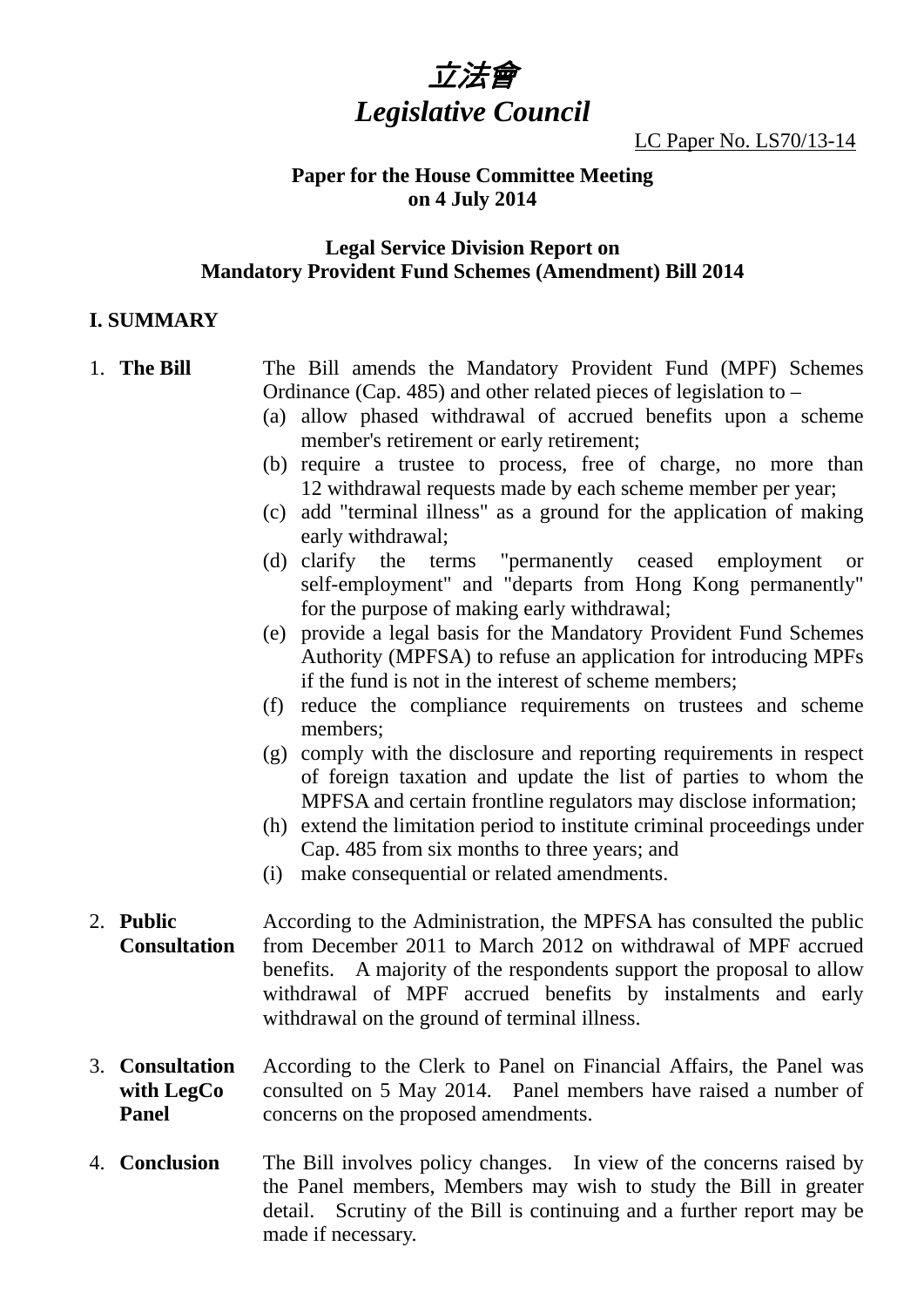# *立法會*
# *Legislative Council*

LC Paper No. LS70/13-14

**Paper for the House Committee Meeting on 4 July 2014**

**Legal Service Division Report on Mandatory Provident Fund Schemes (Amendment) Bill 2014**

## I. SUMMARY

1. **The Bill** The Bill amends the Mandatory Provident Fund (MPF) Schemes Ordinance (Cap. 485) and other related pieces of legislation to –
   - (a) allow phased withdrawal of accrued benefits upon a scheme member's retirement or early retirement;
   - (b) require a trustee to process, free of charge, no more than 12 withdrawal requests made by each scheme member per year;
   - (c) add "terminal illness" as a ground for the application of making early withdrawal;
   - (d) clarify the terms "permanently ceased employment or self-employment" and "departs from Hong Kong permanently" for the purpose of making early withdrawal;
   - (e) provide a legal basis for the Mandatory Provident Fund Schemes Authority (MPFSA) to refuse an application for introducing MPFs if the fund is not in the interest of scheme members;
   - (f) reduce the compliance requirements on trustees and scheme members;
   - (g) comply with the disclosure and reporting requirements in respect of foreign taxation and update the list of parties to whom the MPFSA and certain frontline regulators may disclose information;
   - (h) extend the limitation period to institute criminal proceedings under Cap. 485 from six months to three years; and
   - (i) make consequential or related amendments.

2. **Public Consultation** According to the Administration, the MPFSA has consulted the public from December 2011 to March 2012 on withdrawal of MPF accrued benefits. A majority of the respondents support the proposal to allow withdrawal of MPF accrued benefits by instalments and early withdrawal on the ground of terminal illness.

3. **Consultation with LegCo Panel** According to the Clerk to Panel on Financial Affairs, the Panel was consulted on 5 May 2014. Panel members have raised a number of concerns on the proposed amendments.

4. **Conclusion** The Bill involves policy changes. In view of the concerns raised by the Panel members, Members may wish to study the Bill in greater detail. Scrutiny of the Bill is continuing and a further report may be made if necessary.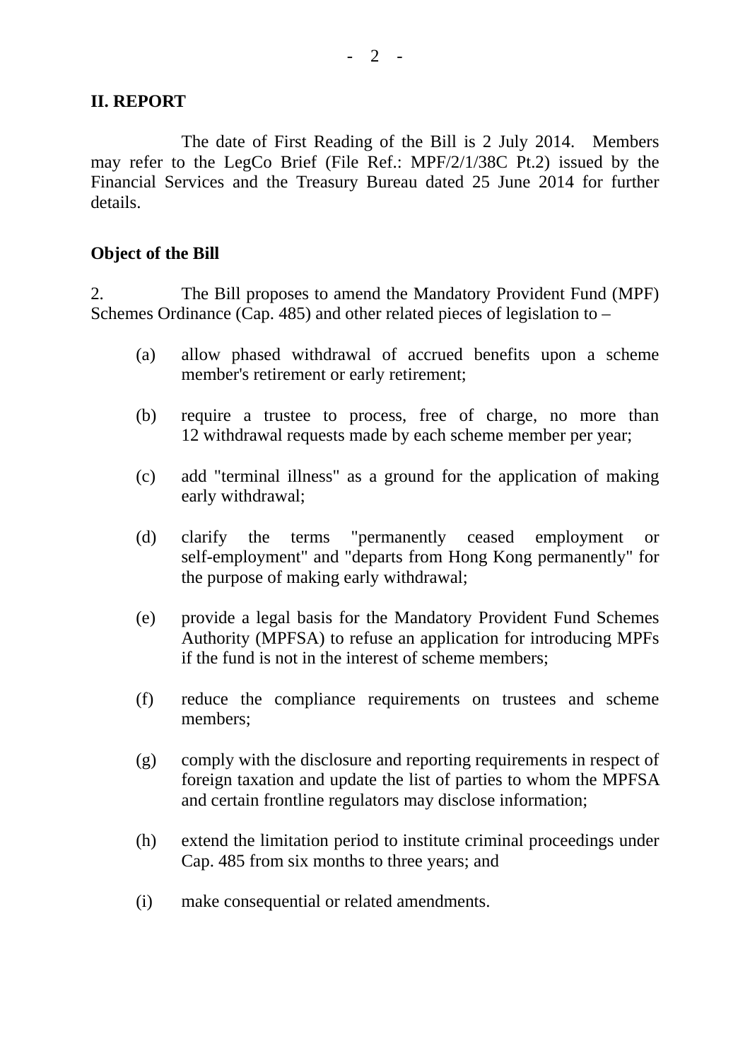## II. REPORT

The date of First Reading of the Bill is 2 July 2014. Members may refer to the LegCo Brief (File Ref.: MPF/2/1/38C Pt.2) issued by the Financial Services and the Treasury Bureau dated 25 June 2014 for further details.

### Object of the Bill

2. The Bill proposes to amend the Mandatory Provident Fund (MPF) Schemes Ordinance (Cap. 485) and other related pieces of legislation to –

(a) allow phased withdrawal of accrued benefits upon a scheme member's retirement or early retirement;

(b) require a trustee to process, free of charge, no more than 12 withdrawal requests made by each scheme member per year;

(c) add "terminal illness" as a ground for the application of making early withdrawal;

(d) clarify the terms "permanently ceased employment or self-employment" and "departs from Hong Kong permanently" for the purpose of making early withdrawal;

(e) provide a legal basis for the Mandatory Provident Fund Schemes Authority (MPFSA) to refuse an application for introducing MPFs if the fund is not in the interest of scheme members;

(f) reduce the compliance requirements on trustees and scheme members;

(g) comply with the disclosure and reporting requirements in respect of foreign taxation and update the list of parties to whom the MPFSA and certain frontline regulators may disclose information;

(h) extend the limitation period to institute criminal proceedings under Cap. 485 from six months to three years; and

(i) make consequential or related amendments.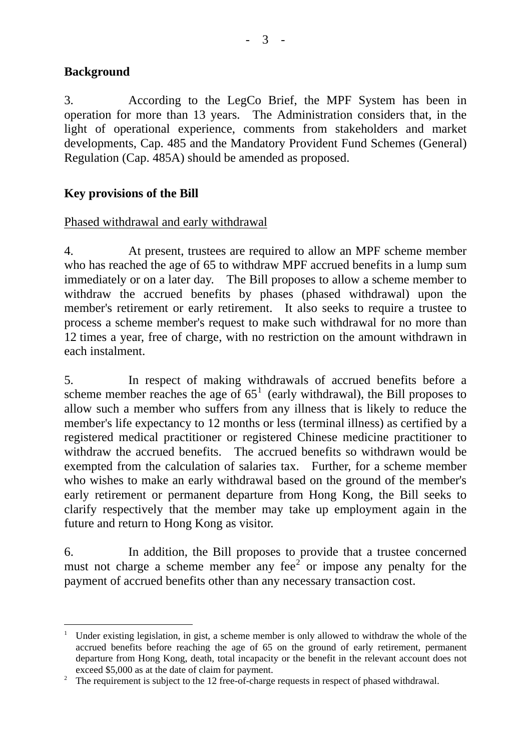**Background**

3. According to the LegCo Brief, the MPF System has been in operation for more than 13 years. The Administration considers that, in the light of operational experience, comments from stakeholders and market developments, Cap. 485 and the Mandatory Provident Fund Schemes (General) Regulation (Cap. 485A) should be amended as proposed.

**Key provisions of the Bill**

Phased withdrawal and early withdrawal

4. At present, trustees are required to allow an MPF scheme member who has reached the age of 65 to withdraw MPF accrued benefits in a lump sum immediately or on a later day. The Bill proposes to allow a scheme member to withdraw the accrued benefits by phases (phased withdrawal) upon the member's retirement or early retirement. It also seeks to require a trustee to process a scheme member's request to make such withdrawal for no more than 12 times a year, free of charge, with no restriction on the amount withdrawn in each instalment.

5. In respect of making withdrawals of accrued benefits before a scheme member reaches the age of 65[1] (early withdrawal), the Bill proposes to allow such a member who suffers from any illness that is likely to reduce the member's life expectancy to 12 months or less (terminal illness) as certified by a registered medical practitioner or registered Chinese medicine practitioner to withdraw the accrued benefits. The accrued benefits so withdrawn would be exempted from the calculation of salaries tax. Further, for a scheme member who wishes to make an early withdrawal based on the ground of the member's early retirement or permanent departure from Hong Kong, the Bill seeks to clarify respectively that the member may take up employment again in the future and return to Hong Kong as visitor.

6. In addition, the Bill proposes to provide that a trustee concerned must not charge a scheme member any fee[2] or impose any penalty for the payment of accrued benefits other than any necessary transaction cost.

---

[1] Under existing legislation, in gist, a scheme member is only allowed to withdraw the whole of the accrued benefits before reaching the age of 65 on the ground of early retirement, permanent departure from Hong Kong, death, total incapacity or the benefit in the relevant account does not exceed $5,000 as at the date of claim for payment.

[2] The requirement is subject to the 12 free-of-charge requests in respect of phased withdrawal.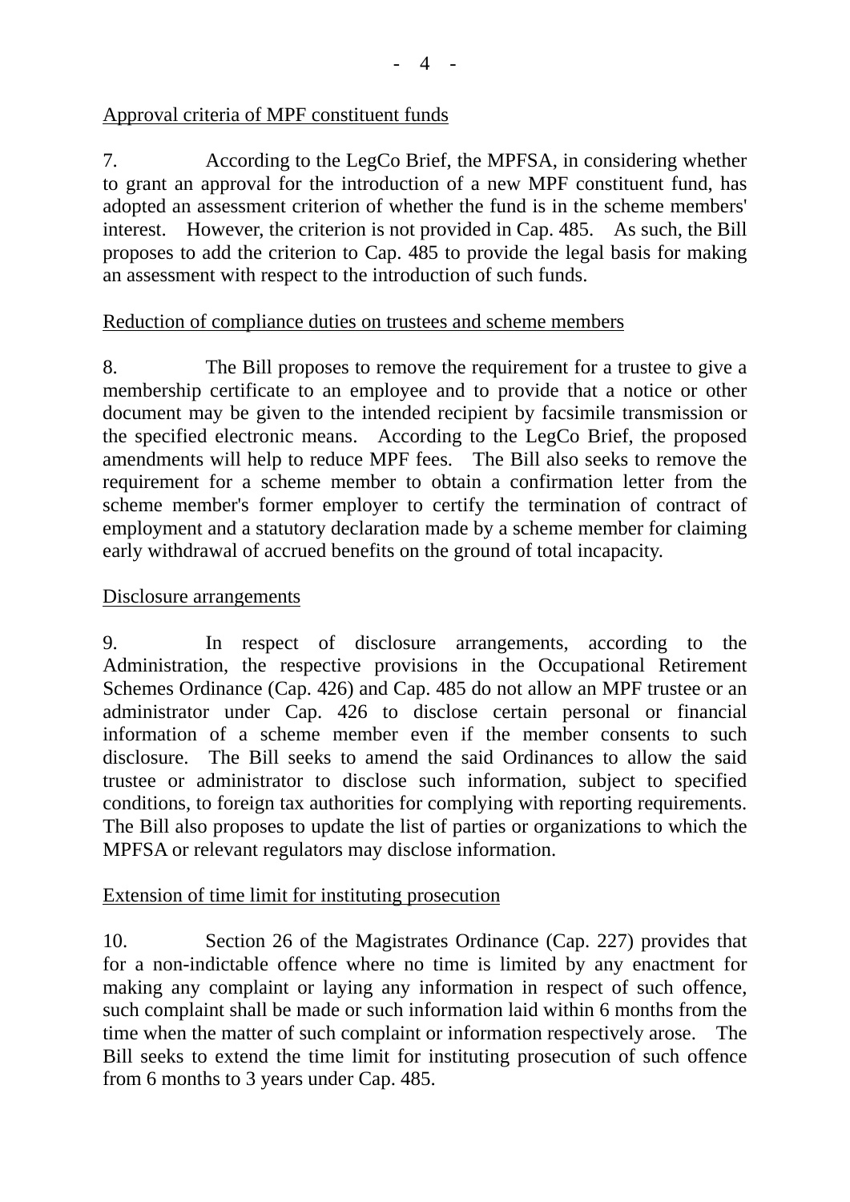Approval criteria of MPF constituent funds

7. According to the LegCo Brief, the MPFSA, in considering whether to grant an approval for the introduction of a new MPF constituent fund, has adopted an assessment criterion of whether the fund is in the scheme members' interest. However, the criterion is not provided in Cap. 485. As such, the Bill proposes to add the criterion to Cap. 485 to provide the legal basis for making an assessment with respect to the introduction of such funds.

Reduction of compliance duties on trustees and scheme members

8. The Bill proposes to remove the requirement for a trustee to give a membership certificate to an employee and to provide that a notice or other document may be given to the intended recipient by facsimile transmission or the specified electronic means. According to the LegCo Brief, the proposed amendments will help to reduce MPF fees. The Bill also seeks to remove the requirement for a scheme member to obtain a confirmation letter from the scheme member's former employer to certify the termination of contract of employment and a statutory declaration made by a scheme member for claiming early withdrawal of accrued benefits on the ground of total incapacity.

Disclosure arrangements

9. In respect of disclosure arrangements, according to the Administration, the respective provisions in the Occupational Retirement Schemes Ordinance (Cap. 426) and Cap. 485 do not allow an MPF trustee or an administrator under Cap. 426 to disclose certain personal or financial information of a scheme member even if the member consents to such disclosure. The Bill seeks to amend the said Ordinances to allow the said trustee or administrator to disclose such information, subject to specified conditions, to foreign tax authorities for complying with reporting requirements. The Bill also proposes to update the list of parties or organizations to which the MPFSA or relevant regulators may disclose information.

Extension of time limit for instituting prosecution

10. Section 26 of the Magistrates Ordinance (Cap. 227) provides that for a non-indictable offence where no time is limited by any enactment for making any complaint or laying any information in respect of such offence, such complaint shall be made or such information laid within 6 months from the time when the matter of such complaint or information respectively arose. The Bill seeks to extend the time limit for instituting prosecution of such offence from 6 months to 3 years under Cap. 485.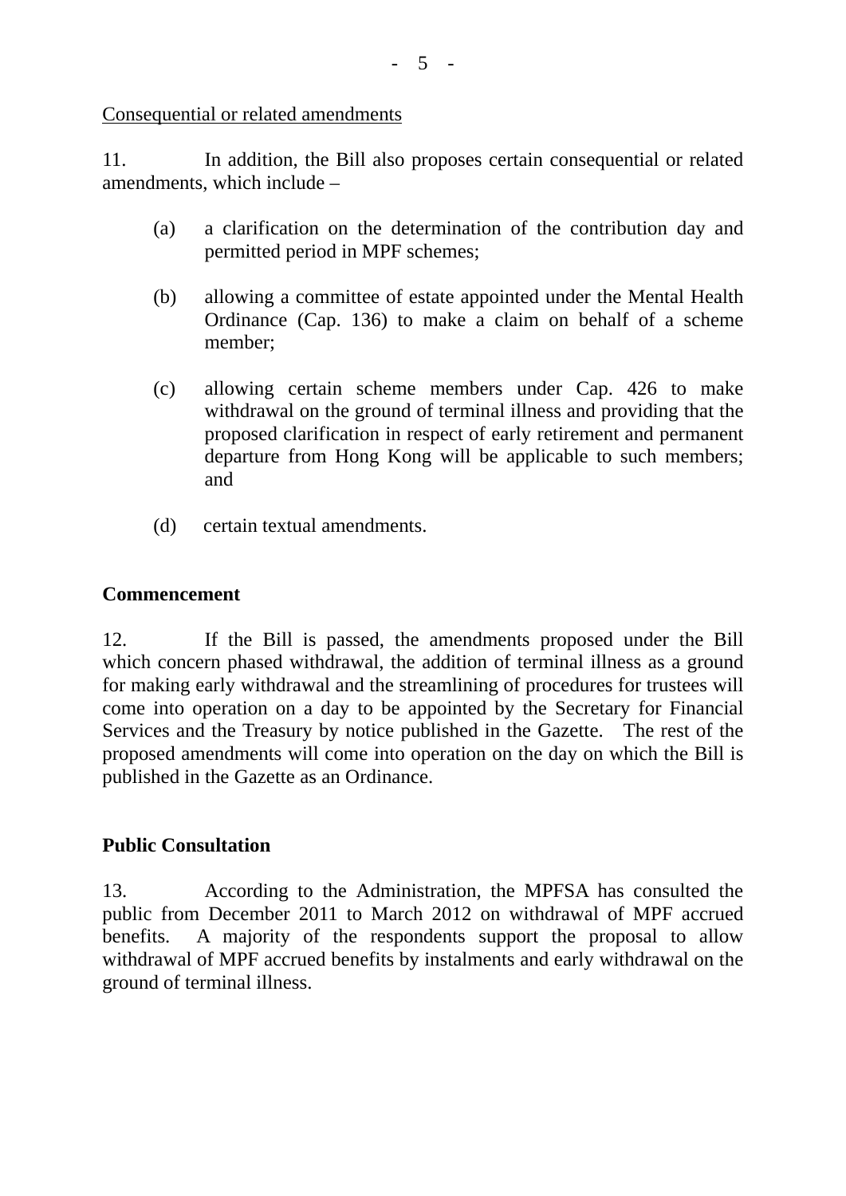<u>Consequential or related amendments</u>

11. In addition, the Bill also proposes certain consequential or related amendments, which include –

(a) a clarification on the determination of the contribution day and permitted period in MPF schemes;

(b) allowing a committee of estate appointed under the Mental Health Ordinance (Cap. 136) to make a claim on behalf of a scheme member;

(c) allowing certain scheme members under Cap. 426 to make withdrawal on the ground of terminal illness and providing that the proposed clarification in respect of early retirement and permanent departure from Hong Kong will be applicable to such members; and

(d) certain textual amendments.

**Commencement**

12. If the Bill is passed, the amendments proposed under the Bill which concern phased withdrawal, the addition of terminal illness as a ground for making early withdrawal and the streamlining of procedures for trustees will come into operation on a day to be appointed by the Secretary for Financial Services and the Treasury by notice published in the Gazette. The rest of the proposed amendments will come into operation on the day on which the Bill is published in the Gazette as an Ordinance.

**Public Consultation**

13. According to the Administration, the MPFSA has consulted the public from December 2011 to March 2012 on withdrawal of MPF accrued benefits. A majority of the respondents support the proposal to allow withdrawal of MPF accrued benefits by instalments and early withdrawal on the ground of terminal illness.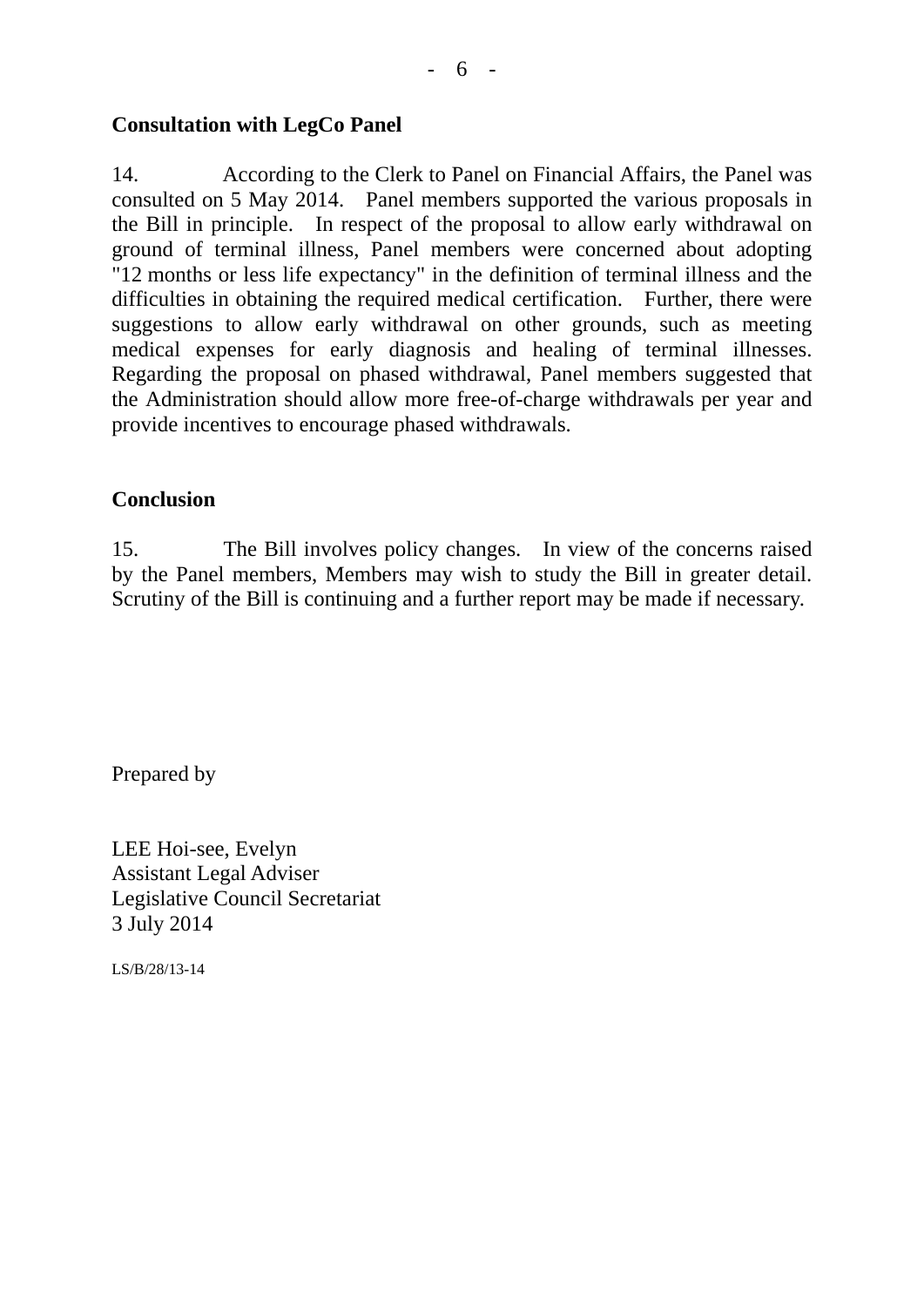**Consultation with LegCo Panel**

14. According to the Clerk to Panel on Financial Affairs, the Panel was consulted on 5 May 2014. Panel members supported the various proposals in the Bill in principle. In respect of the proposal to allow early withdrawal on ground of terminal illness, Panel members were concerned about adopting "12 months or less life expectancy" in the definition of terminal illness and the difficulties in obtaining the required medical certification. Further, there were suggestions to allow early withdrawal on other grounds, such as meeting medical expenses for early diagnosis and healing of terminal illnesses. Regarding the proposal on phased withdrawal, Panel members suggested that the Administration should allow more free-of-charge withdrawals per year and provide incentives to encourage phased withdrawals.

**Conclusion**

15. The Bill involves policy changes. In view of the concerns raised by the Panel members, Members may wish to study the Bill in greater detail. Scrutiny of the Bill is continuing and a further report may be made if necessary.

Prepared by

LEE Hoi-see, Evelyn
Assistant Legal Adviser
Legislative Council Secretariat
3 July 2014

LS/B/28/13-14